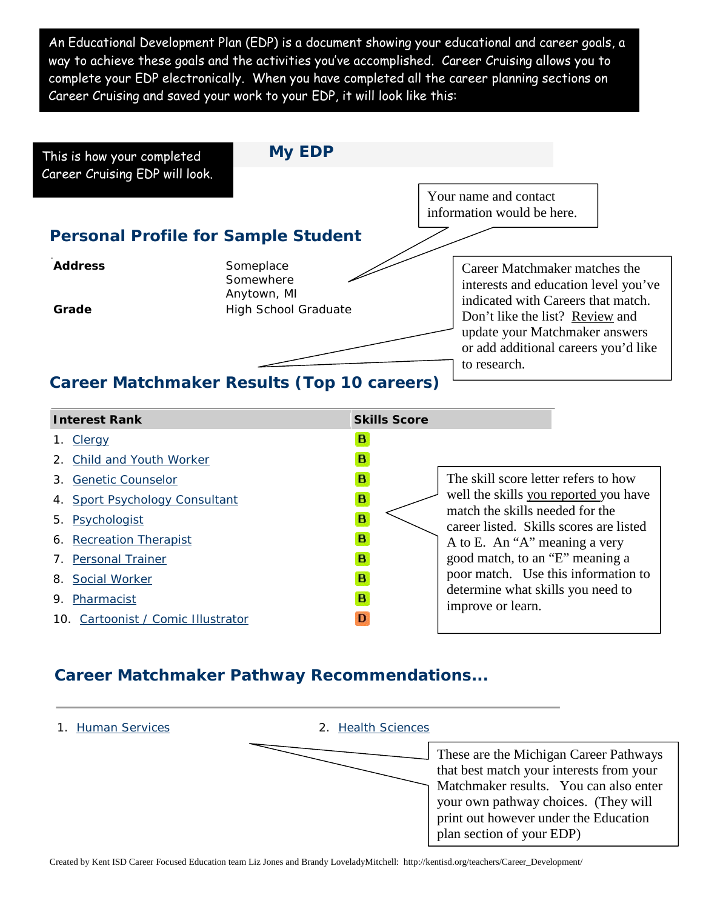An Educational Development Plan (EDP) is a document showing your educational and career goals, a way to achieve these goals and the activities you've accomplished. Career Cruising allows you to complete your EDP electronically. When you have completed all the career planning sections on Career Cruising and saved your work to your EDP, it will look like this:

This is how your completed Career Cruising EDP will look.

# My EDP

Your name and contact information would be here.

## Personal Profile for Sample Student

| | |
|---|---|
| **Address** | Someplace<br>Somewhere<br>Anytown, MI |
| **Grade** | High School Graduate |

Career Matchmaker matches the interests and education level you've indicated with Careers that match. Don't like the list? Review and update your Matchmaker answers or add additional careers you'd like to research.

## Career Matchmaker Results (Top 10 careers)

| Interest Rank | Skills Score |
|---|---|
| 1. Clergy | B |
| 2. Child and Youth Worker | B |
| 3. Genetic Counselor | B |
| 4. Sport Psychology Consultant | B |
| 5. Psychologist | B |
| 6. Recreation Therapist | B |
| 7. Personal Trainer | B |
| 8. Social Worker | B |
| 9. Pharmacist | B |
| 10. Cartoonist / Comic Illustrator | D |

The skill score letter refers to how well the skills you reported you have match the skills needed for the career listed. Skills scores are listed A to E. An "A" meaning a very good match, to an "E" meaning a poor match. Use this information to determine what skills you need to improve or learn.

## Career Matchmaker Pathway Recommendations...

1. Human Services
2. Health Sciences

These are the Michigan Career Pathways that best match your interests from your Matchmaker results. You can also enter your own pathway choices. (They will print out however under the Education plan section of your EDP)

Created by Kent ISD Career Focused Education team Liz Jones and Brandy LovеladyMitchell: http://kentisd.org/teachers/Career_Development/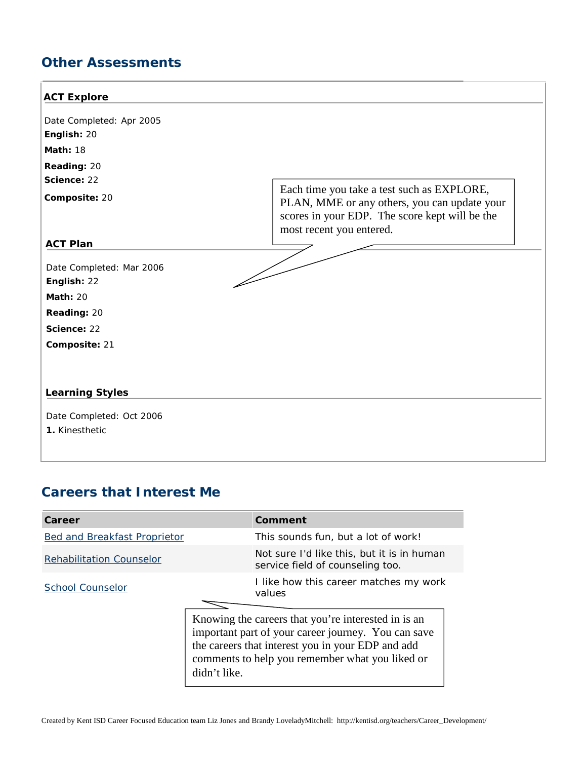## Other Assessments

### ACT Explore

Date Completed: Apr 2005

**English:** 20

**Math:** 18

**Reading:** 20

**Science:** 22

**Composite:** 20

> Each time you take a test such as EXPLORE, PLAN, MME or any others, you can update your scores in your EDP. The score kept will be the most recent you entered.

### ACT Plan

Date Completed: Mar 2006

**English:** 22

**Math:** 20

**Reading:** 20

**Science:** 22

**Composite:** 21

### Learning Styles

Date Completed: Oct 2006

**1.** Kinesthetic

## Careers that Interest Me

| Career | Comment |
| --- | --- |
| Bed and Breakfast Proprietor | This sounds fun, but a lot of work! |
| Rehabilitation Counselor | Not sure I'd like this, but it is in human service field of counseling too. |
| School Counselor | I like how this career matches my work values |

> Knowing the careers that you're interested in is an important part of your career journey. You can save the careers that interest you in your EDP and add comments to help you remember what you liked or didn't like.

Created by Kent ISD Career Focused Education team Liz Jones and Brandy LovelayMitchell: http://kentisd.org/teachers/Career_Development/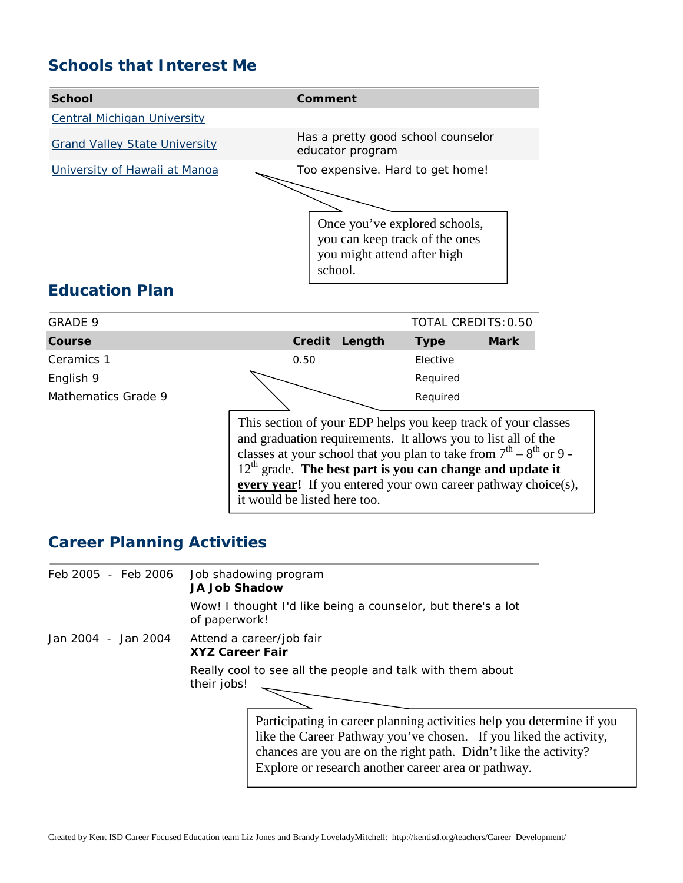## Schools that Interest Me

| School | Comment |
|---|---|
| Central Michigan University | |
| Grand Valley State University | Has a pretty good school counselor educator program |
| University of Hawaii at Manoa | Too expensive. Hard to get home! |

Once you've explored schools, you can keep track of the ones you might attend after high school.

## Education Plan

GRADE 9 — TOTAL CREDITS: 0.50

| Course | Credit | Length | Type | Mark |
|---|---|---|---|---|
| Ceramics 1 | 0.50 | | Elective | |
| English 9 | | | Required | |
| Mathematics Grade 9 | | | Required | |

This section of your EDP helps you keep track of your classes and graduation requirements. It allows you to list all of the classes at your school that you plan to take from 7th – 8th or 9 - 12th grade. **The best part is you can change and update it <u>every year</u>!** If you entered your own career pathway choice(s), it would be listed here too.

## Career Planning Activities

Feb 2005 - Feb 2006 — Job shadowing program
**JA Job Shadow**

Wow! I thought I'd like being a counselor, but there's a lot of paperwork!

Jan 2004 - Jan 2004 — Attend a career/job fair
**XYZ Career Fair**

Really cool to see all the people and talk with them about their jobs!

Participating in career planning activities help you determine if you like the Career Pathway you've chosen. If you liked the activity, chances are you are on the right path. Didn't like the activity? Explore or research another career area or pathway.

Created by Kent ISD Career Focused Education team Liz Jones and Brandy LoveladyMitchell: http://kentisd.org/teachers/Career_Development/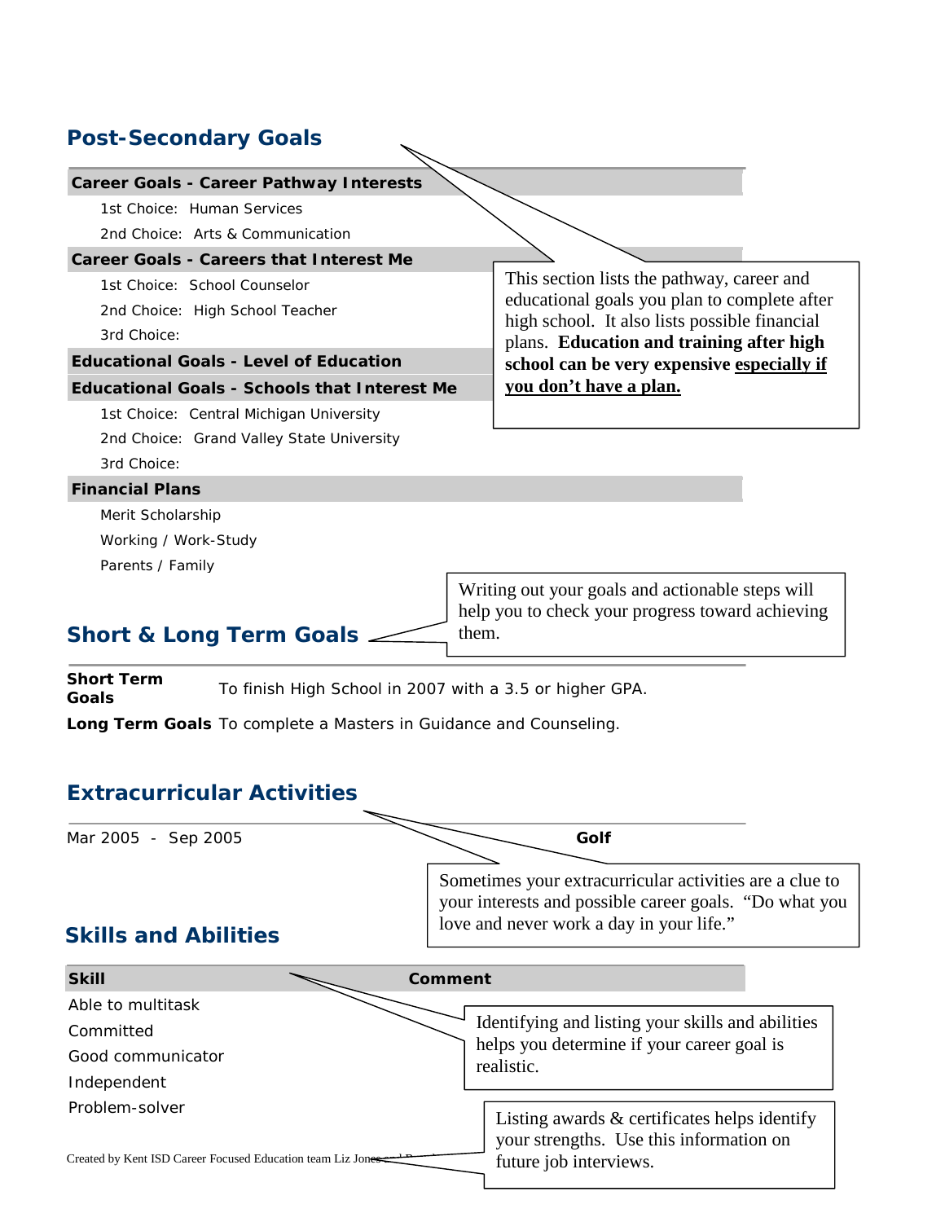## Post-Secondary Goals

> This section lists the pathway, career and educational goals you plan to complete after high school. It also lists possible financial plans. **Education and training after high school can be very expensive <u>especially if you don't have a plan.</u>**

**Career Goals - Career Pathway Interests**

1st Choice: Human Services

2nd Choice: Arts & Communication

**Career Goals - Careers that Interest Me**

1st Choice: School Counselor

2nd Choice: High School Teacher

3rd Choice:

**Educational Goals - Level of Education**

**Educational Goals - Schools that Interest Me**

1st Choice: Central Michigan University

2nd Choice: Grand Valley State University

3rd Choice:

**Financial Plans**

Merit Scholarship

Working / Work-Study

Parents / Family

## Short & Long Term Goals

> Writing out your goals and actionable steps will help you to check your progress toward achieving them.

**Short Term Goals** To finish High School in 2007 with a 3.5 or higher GPA.

**Long Term Goals** To complete a Masters in Guidance and Counseling.

## Extracurricular Activities

> Sometimes your extracurricular activities are a clue to your interests and possible career goals. "Do what you love and never work a day in your life."

| Dates | Activity |
|---|---|
| Mar 2005 - Sep 2005 | **Golf** |

## Skills and Abilities

> Identifying and listing your skills and abilities helps you determine if your career goal is realistic.

| Skill | Comment |
|---|---|
| Able to multitask | |
| Committed | |
| Good communicator | |
| Independent | |
| Problem-solver | |

> Listing awards & certificates helps identify your strengths. Use this information on future job interviews.

Created by Kent ISD Career Focused Education team Liz Jones and R...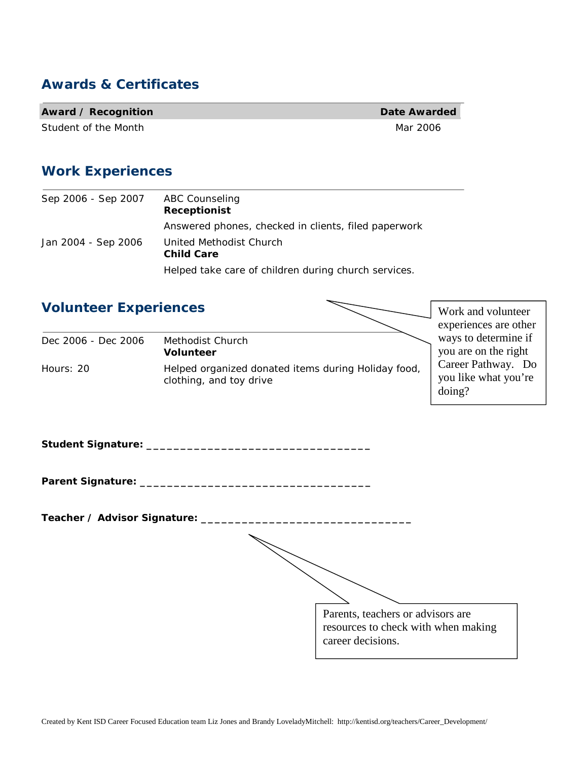## Awards & Certificates

| Award / Recognition | Date Awarded |
|---|---|
| Student of the Month | Mar 2006 |

## Work Experiences

| | |
|---|---|
| Sep 2006 - Sep 2007 | ABC Counseling<br>**Receptionist** |
| | Answered phones, checked in clients, filed paperwork |
| Jan 2004 - Sep 2006 | United Methodist Church<br>**Child Care** |
| | Helped take care of children during church services. |

## Volunteer Experiences

Work and volunteer experiences are other ways to determine if you are on the right Career Pathway. Do you like what you're doing?

| | |
|---|---|
| Dec 2006 - Dec 2006 | Methodist Church<br>**Volunteer** |
| Hours: 20 | Helped organized donated items during Holiday food, clothing, and toy drive |

**Student Signature:** __________________________________

**Parent Signature:** ___________________________________

**Teacher / Advisor Signature:** ________________________________

Parents, teachers or advisors are resources to check with when making career decisions.

Created by Kent ISD Career Focused Education team Liz Jones and Brandy LoveladyMitchell: http://kentisd.org/teachers/Career_Development/